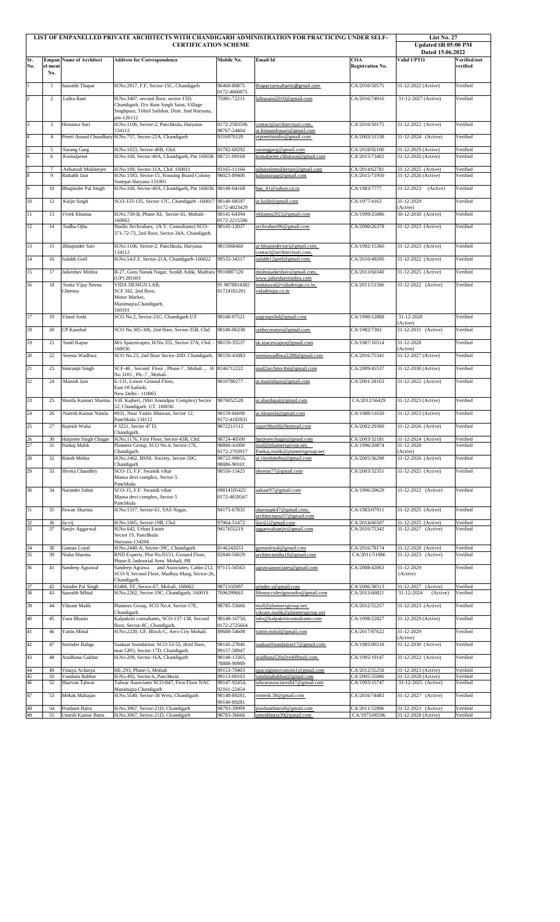# LIST OF EMPANELLED PRIVATE ARCHITECTS WITH CHANDIGARH ADMINISTRATION FOR PRACTICING UNDER SELF-CERTIFICATION SCHEME

**List No. 27**
**Updated till 05:00 PM Dated 15.06.2022**

| Sr. No. | Empanel-ment No. | Name of Architect | Address for Correspondence | Mobile No. | Email Id | COA Registration No. | Valid UPTO | Verified/not verified |
|---|---|---|---|---|---|---|---|---|
| 1 | 1 | Saurabh Thapar | H.No.2017, F.F, Sector-15C, Chandigarh | 96460-80875 0172-4660875 | thaparconsultants@gmail.com | CA/2010/50575 | 31-12-2022 (Active) | Verified |
| 2 | 2 | Lalita Rani | H.No.3407, second floor, sector-15D, Chandigarh. D/o Ram Singh Saini, Village Singhpura, Tehsil Safidon, Distt. Jind Haryana, pin-126112 | 75081-72211 | lalitasaini2010@gmail.com | CA/2016/74016 | 31-12-2027 (Active) | Verified |
| 3 | 3 | Himansu Suri | H.No.1106, Sector-2, Panchkula, Haryana-134112 | 0172-2583506 98767-24404 | contact@architectsuri.com, ar.himanshusuri@gmail.com | CA/2010/50175 | 31-12-2022 (Active) | Verified |
| 4 | 4 | Preeti Anand Chaudhary | H.No.757, Sector-22A, Chandigarh | 9316970120 | arpreetistudio@gmail.com | CA/2003/31538 | 31-12-2024 (Active) | Verified |
| 5 | 5 | Sarang Garg | H.No.1023, Sector-40B, Chd. | 81782-60292 | saranggarg@gmail.com | CA/2018/92100 | 31-12-2029 (Active) | Verified |
| 6 | 6 | Komalpreet | H.No.168, Sector-40A, Chandigarh, Pin 160036 | 88721-09168 | komalpreet.chhatwal@gmail.com | CA/2015/73402 | 31-12-2026 (Active) | Verified |
| 7 | 7 | Ashutosh Mukherjee | H.No.109, Sector-11A, Chd. 160011 | 93165-11166 | ashutoshmukherjee@gmail.com | CA/2014/62781 | 31-12-2025 (Active) | Verified |
| 8 | 9 | Rishabh Jain | H.No.1583, Sector-15, Housing Board Colony Sonepat Haryana 131001 | 98023-89400 | kalpataruap@gmail.com | CA/2015/71950 | 31-12-2026 (Active) | Verified |
| 9 | 10 | Bhupinder Pal Singh | H.No.168, Sector-40A, Chandigarh, Pin 160036 | 98149-04168 | bps_41@yahoo.co.in | CA/1983/7777 | 31-12-2023 (Active) | Verified |
| 10 | 12 | Kuljit Singh | SCO-133-135, Sector-17C, Chandigarh -160017 | 98140-08597 0172-4023429 | ar.kuljit@gmail.com | CA/1977/4163 | 31-12-2029 (Active) | Verified |
| 11 | 13 | Vivek Khanna | H.No.739-B, Phase-XI, Sector-65, Mohali-160062 | 98141-64394 0172-2215586 | vkhanna2022@gmail.com | CA/1999/25086 | 30-12-2030 (Active) | Verified |
| 12 | 14 | Sudha Ojha | Studio Archvalues, (A.V. Consultants) SCO-371-72-73, 2nd floor, Sector-34A, Chandigarh | 98145-12037 | archvalues96@gmail.com | CA/2000/26378 | 31-12-2023 (Active) | Verified |
| 13 | 15 | .Bhupinder Suri | H.No.1106, Sector-2, Panchkula, Haryana-134112 | 9815068460 | ar.bhupindersuri@gmail.com, contact@architectsuri.com, | CA/1992/15360 | 31-12-2023 (Active) | Verified |
| 14 | 16 | Sulabh Goel | H.No.54,F.F, Sector-21A, Chandigarh-160022 | 99533-34317 | sulabh12goel@gmail.com | CA/2010/49200 | 31-12-2022 (Active) | Verified |
| 15 | 17 | Jaikeshav Mishra | B-27, Guru Nanak Nagar, Sonkh Adda, Mathura (UP) 281001 | 9910887120 | mishrajaikeshav@gmail.com, www.jaikeshavmishra.com | CA/2013/60340 | 31-12-2025 (Active) | Verified |
| 16 | 18 | Sonia Vijay Neena Cheema | VIDA DESIGN LAB, SCF 342, 2nd floor, Motor Market, Manimajra,Chandigarh, 160101 | 91 9878814382 01724181201 | soniatayal@vidadesign.co.in, vidadesign.co.in | CA/2011/51506 | 31-12-2022 (Active) | Verified |
| 17 | 19 | Vinod Joshi | SCO No.2, Sector-21C, Chandigarh UT | 98140-07521 | aagroupchd@gmail.com | CA/1990/12888 | 31-12-2028 (Active) | Verified |
| 18 | 20 | CP Kaushal | SCO No.305-306, 2nd floor, Sector-35B, Chd. | 98140-06338 | cpthecreators@gmail.com | CA/1982/7302 | 31-12-2031 (Active) | Verified |
| 19 | 21 | Sunil Kapur | M/s Spacescapes, H.No.355, Sector-37A, Chd. - 160036 | 98159-35537 | sk.spacescapes@gmail.com | CA/1987/10514 | 31-12-2028 (Active) | Verified |
| 20 | 22 | Seema Wadhwa | SCO No.23, 2nd floor Sector-20D, Chandigarh. | 98150-41083 | seemawadhwa2289@gmail.com | CA/2016/75341 | 31-12-2027 (Active) | Verified |
| 21 | 23 | Simranjit Singh | SCF-46 , Second Floor , Phase-7 , Mohali ., H. No 3101 , Ph.-7 , Mohali . | 8146712222 | mail2architectbn@gmail.com | CA/2009/45537 | 31-12-2030 (Active) | Verified |
| 22 | 24 | Manish Jain | E-131, Lower Ground Floor, East Of kailash, New Delhi - 110065 | 9810780277 | ar.manishjain@gmail.com | CA/2001/28163 | 31-12-2022 (Active) | Verified |
| 23 | 25 | Sharda Kumari Sharma | Vill. Kajheri, (Shri Anandpur Complex) Sector 52, Chandigarh. UT. 160036 | 9876052528 | ar.shardapal@gmail.com | CA/2012/56429 | 31-12-2023 (Active) | Verified |
| 24 | 26 | Naresh Kumar Nanda | #831, Near Yadav Bhawan, Sector 12, Panchkula.134112 | 98159-66690 0172-4182831 | ar.nknanda@gmail.com | CA/1988/11620 | 31-12-2023 (Active) | Verified |
| 25 | 27 | Rajnish Walia | # 3221, Sector 47 D, Chandigarh. | 9872211512 | rajarchbuild@hotmail.com | CA/2002/29300 | 31-12-2026 (Active) | Verified |
| 26 | 30 | Harpreet Singh Chagar | H.No.1176, First Floor, Sector-43B, Chd. | 98724-40500 | harpreetchagar@gmail.com | CA/2003/32181 | 31-12-2024 (Active) | Verified |
| 27 | 31 | Pankaj Malik | Planners Group, SCO No.4, Sector-17E, Chandigarh. | 98880-41000 0172-2703917 | mail@plannersgroup.net, Pankaj.malik@plannersgroup.net | CA/1996/20874 | 31-12-2028 (Active) | Verified |
| 28 | 32 | Ritesh Mehta | H.No.2462, BSNL Society, Sector-50C, Chandigarh | 98722-99055, 98886-90101 | ar.riteshmehta@gmail.com | CA/2005/36298 | 31-12-2026 (Active) | Verified |
| 29 | 33 | Shveta Chaudhry | SCO-15, F.F. Swastik vihar Mansa devi complex, Sector-5 Panchkula | 98550-15425 | shvetas77@gmail.com | CA/2003/32351 | 31-12-2025 (Active) | Verified |
| 30 | 34 | Narinder Sahni | SCO-15, F.F. Swastik vihar Mansa devi complex, Sector-5 Panchkula | 09814105425 0172-4659567 | aakaar97@gmail.com | CA/1996/20629 | 31-12-2022 (Active) | Verified |
| 31 | 35 | Pawan Sharma | H.No.1317, Sector-61, SAS Nagar, | 94173-67835 | sharmapk47@gmail.com, architectspsa57@gmail.com | CA/1983/07911 | 31-12-2025 (Active) | Verified |
| 32 | 36 | ila vij | H.No.1065, Sector-19B, Chd. | 97064-51472 | ilavij1@gmail.com | CA/2014/66507 | 31-12-2025 (Active) | Verified |
| 33 | 37 | Sanjiv Aggarwal | H.No.642, Urban Estate Sector 19, Panchkula Haryana-134204 | 9417655219 | aggarwalsanjiv@gmail.com | CA/2016/75342 | 31-12-2027 (Active) | Verified |
| 34 | 38 | Gaman Loyal | H.No.2440-A, Sector-39C, Chandigarh | 8146242653 | gamanloyal@gmail.com | CA/2016/78174 | 31-12-2028 (Active) | Verified |
| 35 | 39 | Nisha Sharma | RND Experts, Plot No.D151, Ground Floor, Phase-8, Industrial Area Mohali, PB | 82840-50629 | architectnisha10@gmail.com | CA/2011/51086 | 31-12-2023 (Active) | Verified |
| 36 | 41 | Sandeep Agrawal | Sandeep Agrawa and Associates. Cabin-212, SCO-9, Second Floor, Madhya Marg, Sector-26, Chandigarh. | 97115-56563 | agrawaassociates@gmail.com | CA/2008/42063 | 31-12-2029 (Active) | Verified |
| 37 | 42 | Atinder Pal Singh | #2406, FF, Sector-67, Mohali, 160062 | 9872102007 | atinder.s@gmail.com | CA/2006/38513 | 31-12-2027 (Active) | Verified |
| 38 | 43 | Saurabh Mittal | H.No.2262, Sector-19C, Chandigarh, 160019 | 7696399663 | fibonaccidesignstudio@gmail.com | CA/2013/60821 | 31-12-2024 (Active) | Verified |
| 39 | 44 | Vikram Malik | Planners Group, SCO No.4, Sector-17E, Chandigarh. | 98785-55666 | mail@plannersgroup.net, vikram.malik@plannersgroup.net | CA/2012/55257 | 31-12-2023 (Active) | Verified |
| 40 | 45 | Vasu Bhasin | Kalpakriti consultants, SCO-137-138, Second floor, Sector-8C, Chandigarh. | 98140-16750, 0172-2725664 | info@kalpakriticonsultants.com | CA/1998/22827 | 31-12-2029 (Active) | Verified |
| 41 | 46 | Yattin Mittal | H.No.2220, GF, Block-C, Aero City Mohali. | 89688-54608 | yattin.mittal@gmail.com | CA/2017/87622 | 31-12-2029 (Active) | Verified |
| 42 | 47 | Surinder Bahga | Saakaar foundation, SCO-53-55, third floor, near GPO, Sector-17D, Chandigarh. | 98145-27846 99157-58947 | saakaarfoundation17@gmail.com | CA/1985/09518 | 31-12-2030 (Active) | Verified |
| 43 | 48 | Aradhana Gakhar | H.No.209, Sector-16A, Chandigarh | 98140-13365, 78888-90989 | aradhana520@rediffmail.com | CA/1995/19147 | 31-12-2022 (Active) | Verified |
| 44 | 49 | Vinaya Acharya | HE-293, Phase-5, Mohali | 99153-70403 | spacinginnovations1@gmail.com | CA/2012/55258 | 31-12-2023 (Active) | Verified |
| 45 | 50 | Vandana Babbar | H.No.492, Sector-6, Panchkula | 98153-00103 | vandanababbar@gmail.com | CA/2005/35886 | 31-12-2028 (Active) | Verified |
| 46 | 52 | Sharvan Talwar | Talwar Associates SCO-847, First Floor NAC Manimajra Chandigarh | 98147-92454, 92161-22454 | talwarassociates847@gmail.com | CA/1993/15747 | 31-12-2025 (Active) | Verified |
| 47 | 53 | Mehak Mahajan | H.No.5540, Sector-38 West, Chandigarh | 98148-89281, 99140-89281 | romesh.38@gmail.com | CA/2016/74483 | 31-12-2027 (Active) | Verified |
| 48 | 54 | Prashant Batra | H.No.3067, Sector-21D, Chandigarh | 98783-39999 | prashantbatra0@gmail.com | CA/2011/52806 | 31-12-2023 (Active) | Verified |
| 49 | 55 | Umesh Kumar Batra | H.No.3067, Sector-21D, Chandigarh | 98783-36666 | umeshbatra39@gmail.com | CA/1975/00596 | 31-12-2028 (Active) | Verified |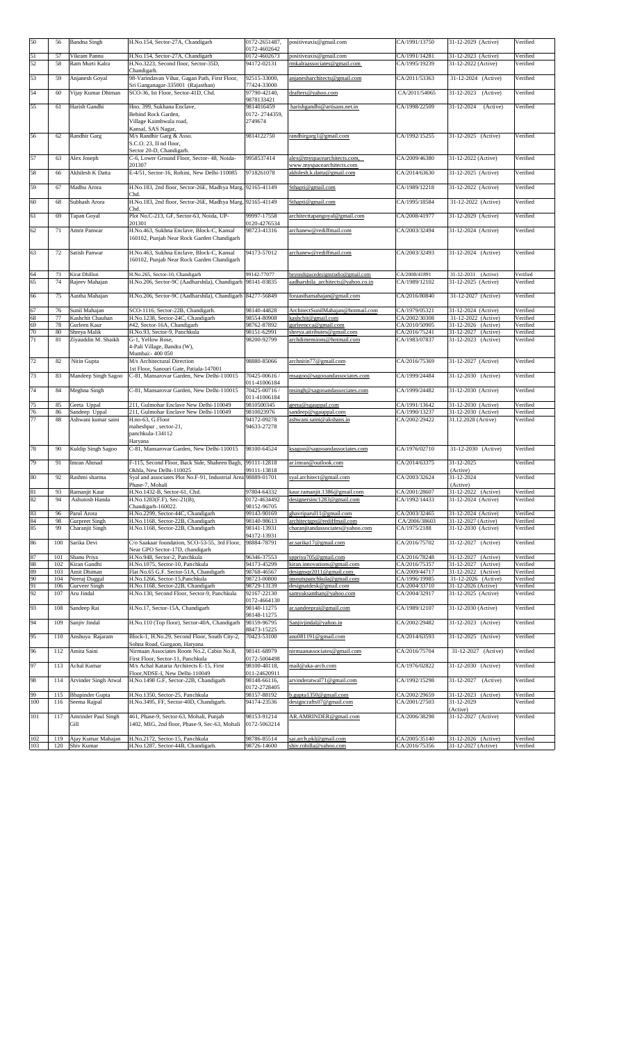| 50 | 56 | Bandna Singh | H.No.154, Sector-27A, Chandigarh | 0172-2651487, 0172-4602642 | positiveaxis@gmail.com | CA/1991/13750 | 31-12-2029 (Active) | Verified |
|---|---|---|---|---|---|---|---|---|
| 51 | 57 | Vikram Pannu | H.No.154, Sector-27A, Chandigarh | 0172-4602673 | positiveaxis@gmail.com | CA/1991/14281 | 31-12-2023 (Active) | Verified |
| 52 | 58 | Ram Murti Kalra | H.No.3223, Second floor, Sector-35D, Chandigarh. | 94172-02131 | rmkalraassociates@gmail.com | CA/1995/19239 | 31-12-2022 (Active) | Verified |
| 53 | 59 | Anjanesh Goyal | 98-Varindavan Vihar, Gagan Path, First Floor, Sri Ganganagar-335001 (Rajasthan) | 92515-33000, 77424-33000 | anjanesharchitects@gmail.com | CA/2011/53363 | 31-12-2024 (Active) | Verified |
| 54 | 60 | Vijay Kumar Dhiman | SCO-36, Ist Floor, Sector-41D, Chd. | 97790-42140, 9878133421 | drafters@yahoo.com | CA/2011/54065 | 31-12-2023 (Active) | Verified |
| 55 | 61 | Harish Gandhi | Hno. 399, Sukhana Enclave, Behind Rock Garden, Village Kaimbwala road, Kansal, SAS Nagar, | 9814016459 0172- 2744359, 2749674 | harishgandhi@artisans.net.in | CA/1998/22509 | 31-12-2024 (Active) | Verified |
| 56 | 62 | Randhir Garg | M/s Randhir Garg & Asso. S.C.O. 23, II nd floor, Sector 20-D, Chandigarh. | 9814122750 | randhirgarg1@gmail.com | CA/1992/15255 | 31-12-2025 (Active) | Verified |
| 57 | 63 | Alex Joseph | C-6, Lower Ground Floor, Sector- 48, Noida-201307 | 9958537414 | alex@myspacearchitects.com, www.myspacearchitects.com | CA/2009/46380 | 31-12-2022 (Active) | Verified |
| 58 | 66 | Akhilesh K Datta | E-4/51, Sector-16, Rohini, New Delhi-110085 | 9718261078 | akhilesh.k.datta@gmail.com | CA/2014/63630 | 31-12-2025 (Active) | Verified |
| 59 | 67 | Madhu Arora | H.No.183, 2nd floor, Sector-26E, Madhya Marg, Chd. | 92165-41149 | Sthapti@gmail.com | CA/1989/12218 | 31-12-2022 (Active) | Verified |
| 60 | 68 | Subhash Arora | H.No.183, 2nd floor, Sector-26E, Madhya Marg, Chd. | 92165-41149 | Sthapti@gmail.com | CA/1995/18584 | 31-12-2022 (Active) | Verified |
| 61 | 69 | Tapan Goyal | Plot No.C-213, GF, Sector-63, Noida, UP-201301 | 99997-17558 0120-4276534 | architecttapangoyal@gmail.com | CA/2008/41977 | 31-12-2029 (Active) | Verified |
| 62 | 71 | Amrit Panwar | H.No.463, Sukhna Enclave, Block-C, Kansal 160102, Punjab Near Rock Garden Chandigarh | 98723-41316 | archanew@rediffmail.com | CA/2003/32494 | 31-12-2024 (Active) | Verified |
| 63 | 72 | Satish Panwar | H.No.463, Sukhna Enclave, Block-C, Kansal 160102, Punjab Near Rock Garden Chandigarh | 94173-57012 | archanew@rediffmail.com | CA/2003/32493 | 31-12-2024 (Active) | Verified |
| 64 | 73 | Kirat Dhillon | H.No.265, Sector-10, Chandigarh | 99142-77077 | beyondspacedesignstudio@gmail.com | CA/2008/41891 | 31-12-2031 (Active) | Verified |
| 65 | 74 | Rajeev Mahajan | H.No.206, Sector-9C (Aadharshila), Chandigarh | 98141-03835 | aadharshila_architects@yahoo.co.in | CA/1989/12102 | 31-12-2025 (Active) | Verified |
| 66 | 75 | Aastha Mahajan | H.No.206, Sector-9C (Aadharshila), Chandigarh | 84277-56849 | foraasthamahajan@gmail.com | CA/2016/80840 | 31-12-2027 (Active) | Verified |
| 67 | 76 | Sunil Mahajan | SCO-1116, Sector-22B, Chandigarh. | 98140-44828 | ArchitectSunilMahajan@hotmail.com | CA/1979/05321 | 31-12-2024 (Active) | Verified |
| 68 | 77 | Kashchit Chauhan | H.No.1238, Sector-24C, Chandigarh | 98554-80908 | kashchit@gmail.com | CA/2002/30308 | 31-12-2022 (Active) | Verified |
| 69 | 78 | Gurleen Kaur | #42, Sector-16A, Chandigarh | 98762-87892 | gurleencca@gmail.com | CA/2010/50905 | 31-12-2026 (Active) | Verified |
| 70 | 80 | Shreya Malik | H.No.93, Sector-9, Panchkula | 98151-62991 | shreya.attributes@gmail.com | CA/2016/75241 | 31-12-2027 (Active) | Verified |
| 71 | 81 | Ziyauddin M. Shaikh | G-1, Yellow Rose, 4-Pali Village, Bandra (W), Mumbai:- 400 050 | 98200-92799 | archdimensions@hotmail.com | CA/1983/07837 | 31-12-2023 (Active) | Verified |
| 72 | 82 | Nitin Gupta | M/s Architectural Direction 1st Floor, Sanouri Gate, Patiala-147001 | 98880-85066 | archnitin77@gmail.com | CA/2016/75369 | 31-12-2027 (Active) | Verified |
| 73 | 83 | Mandeep Singh Sagoo | C-81, Mansarovar Garden, New Delhi-110015 | 70425-00616 / 011-41006184 | msagoo@sagooandassociates.com | CA/1999/24484 | 31-12-2030 (Active) | Verified |
| 74 | 84 | Meghna Singh | C-81, Mansarovar Garden, New Delhi-110015 | 70425-00716 / 011-41006184 | msingh@sagooandassociates.com | CA/1999/24482 | 31-12-2030 (Active) | Verified |
| 75 | 85 | Geeta Uppal | 211, Gulmohar Enclave New Delhi-110049 | 9810500345 | geeta@sgauppal.com | CA/1991/13642 | 31-12-2030 (Active) | Verified |
| 76 | 86 | Sandeep Uppal | 211, Gulmohar Enclave New Delhi-110049 | 9810023976 | sandeep@sgauppal.com | CA/1990/13237 | 31-12-2030 (Active) | Verified |
| 77 | 88 | Ashwani kumar saini | H.no-63, G.Floor maheshpur , sector-21, panchkula-134112 Haryana | 94172-09278 94633-27278 | ashwani.saini@akshans.in | CA/2002/29422 | 31.12.2028 (Active) | Verified |
| 78 | 90 | Kuldip Singh Sagoo | C-81, Mansarovar Garden, New Delhi-110015 | 98100-64524 | ksagoo@sagooandassociates.com | CA/1976/02710 | 31-12-2030 (Active) | Verified |
| 79 | 91 | Imran Ahmad | F-115, Second Floor, Back Side, Shaheen Bagh, Okhla, New Delhi-110025 | 99111-12818 99111-13818 | ar.imran@outlook.com | CA/2014/63375 | 31-12-2025 (Active) | Verified |
| 80 | 92 | Rashmi sharma | Syal and associates Plot No.F-91, Industrial Area Phase-7, Mohali | 98889-01701 | syal.architect@gmail.com | CA/2003/32624 | 31-12-2024 (Active) | Verified |
| 81 | 93 | Ramanjit Kaur | H.No.1432-B, Sector-61, Chd. | 97804-64332 | kaur.ramanjit.1386@gmail.com | CA/2001/28607 | 31-12-2022 (Active) | Verified |
| 82 | 94 | Ashutosh Handa | H.No.1283(F.F), Sec-21(B), Chandigarh-160022. | 0172-4634492 98152-96705 | designersinc1283@gmail.com | CA/1992/14433 | 31-12-2024 (Active) | Verified |
| 83 | 96 | Parul Arora | H.No.2299, Sector-44C, Chandigarh | 99143-90169 | ghavriparul11@gmail.com | CA/2003/32465 | 31-12-2024 (Active) | Verified |
| 84 | 98 | Gurpreet Singh | H.No.1168, Sector-22B, Chandigarh | 98140-98613 | architectgps@rediffmail.com | CA/2006/38603 | 31-12-2027 (Active) | Verified |
| 85 | 99 | Charanjit Singh | H.No.1168, Sector-22B, Chandigarh | 98141-13931 94172-13931 | charanjitandassociates@yahoo.com | CA/1975/2188 | 31-12-2030 (Active) | Verified |
| 86 | 100 | Sarika Devi | C/o Saakaar foundation, SCO-53-55, 3rd Floor, Near GPO Sector-17D, chandigarh | 98884-78791 | ar.sarika17@gmail.com | CA/2016/75702 | 31-12-2027 (Active) | Verified |
| 87 | 101 | Shanu Priya | H.No.948, Sector-2, Panchkula | 96346-37553 | sppriya705@gmail.com | CA/2016/78248 | 31-12-2027 (Active) | Verified |
| 88 | 102 | Kiran Gandhi | H.No.1075, Sector-10, Panchkula | 94173-45299 | kiran.innovations@gmail.com | CA/2016/75357 | 31-12-2027 (Active) | Verified |
| 89 | 103 | Amit Dhiman | Flat No.65 G.F. Sector-51A, Chandigarh | 98768-46567 | designsqr2011@gmail.com | CA/2009/44717 | 31-12-2022 (Active) | Verified |
| 90 | 104 | Neeraj Duggal | H.No.1266, Sector-15,Panchkula | 98723-00800 | insoutspanchkula@gmail.com | CA/1996/19985 | 31-12-2026 (Active) | Verified |
| 91 | 106 | Gurveer Singh | H.No.1168, Sector-22B, Chandigarh | 98729-13139 | designatdesk@gmail.com | CA/2004/33710 | 31-12-2026 (Active) | Verified |
| 92 | 107 | Aru Jindal | H.No.130, Second Floor, Sector-9, Panchkula | 92167-22130 0172-4664130 | samyaksanthan@yahoo.com | CA/2004/32917 | 31-12-2025 (Active) | Verified |
| 93 | 108 | Sandeep Rai | H.No.17, Sector-15A, Chandigarh | 98140-11275 98148-11275 | ar.sandeeprai@gmail.com | CA/1989/12107 | 31-12-2030 (Active) | Verified |
| 94 | 109 | Sanjiv Jindal | H.No.110 (Top floor), Sector-40A, Chandigarh | 98159-96795 88473-15225 | Sanjivjindal@yahoo.in | CA/2002/29482 | 31-12-2023 (Active) | Verified |
| 95 | 110 | Anshuya Rajaram | Block-1, H.No.29, Second Floor, South City-2, Sohna Road, Gurgaon, Haryana | 70423-53100 | anu081191@gmail.com | CA/2014/63593 | 31-12-2025 (Active) | Verified |
| 96 | 112 | Amita Saini | Nirmaan Associates Room No.2, Cabin No.8, First Floor, Sector-11, Panchkula | 98141-68979 0172-5004498 | nirmaanassociates@gmail.com | CA/2016/75704 | 31-12-2027 (Active) | Verified |
| 97 | 113 | Achal Kumar | M/s Achal Kataria Architects E-15, First Floor,NDSE-I, New Delhi-110049 | 98100-48118, 011-24620911 | mail@aka-arch.com | CA/1976/02822 | 31-12-2030 (Active) | Verified |
| 98 | 114 | Arvinder Singh Atwal | H.No.1498 G.F, Sector-22B, Chandigarh | 98148-66116, 0172-2728405 | arvinderatwal71@gmail.com | CA/1992/15298 | 31-12-2027 (Active) | Verified |
| 99 | 115 | Bhupinder Gupta | H.No.1350, Sector-25, Panchkula | 98157-88192 | b.gupta1350@gmail.com | CA/2002/29659 | 31-12-2023 (Active) | Verified |
| 100 | 116 | Seema Rajpal | H.No.3495, FF, Sector-40D, Chandigarh. | 94174-23536 | designcrafts07@gmail.com | CA/2001/27503 | 31-12-2029 (Active) | Verified |
| 101 | 117 | Amrinder Paul Singh Gill | 461, Phase-9, Sector-63, Mohali, Punjab 1402, MIG, 2nd floor, Phase-9, Sec-63, Mohali | 98153-91214 0172-5063214 | AR.AMRINDER@gmail.com | CA/2006/38298 | 31-12-2027 (Active) | Verified |
| 102 | 119 | Ajay Kumar Mahajan | H.No.2172, Sector-15, Panchkula | 98786-85514 | sai.arch.pkl@gmail.com | CA/2005/35140 | 31-12-2026 (Active) | Verified |
| 103 | 120 | Shiv Kumar | H.No.1287, Sector-44B, Chandigarh. | 98726-14600 | shiv.rohilla@yahoo.com | CA/2016/75356 | 31-12-2027 (Active) | Verified |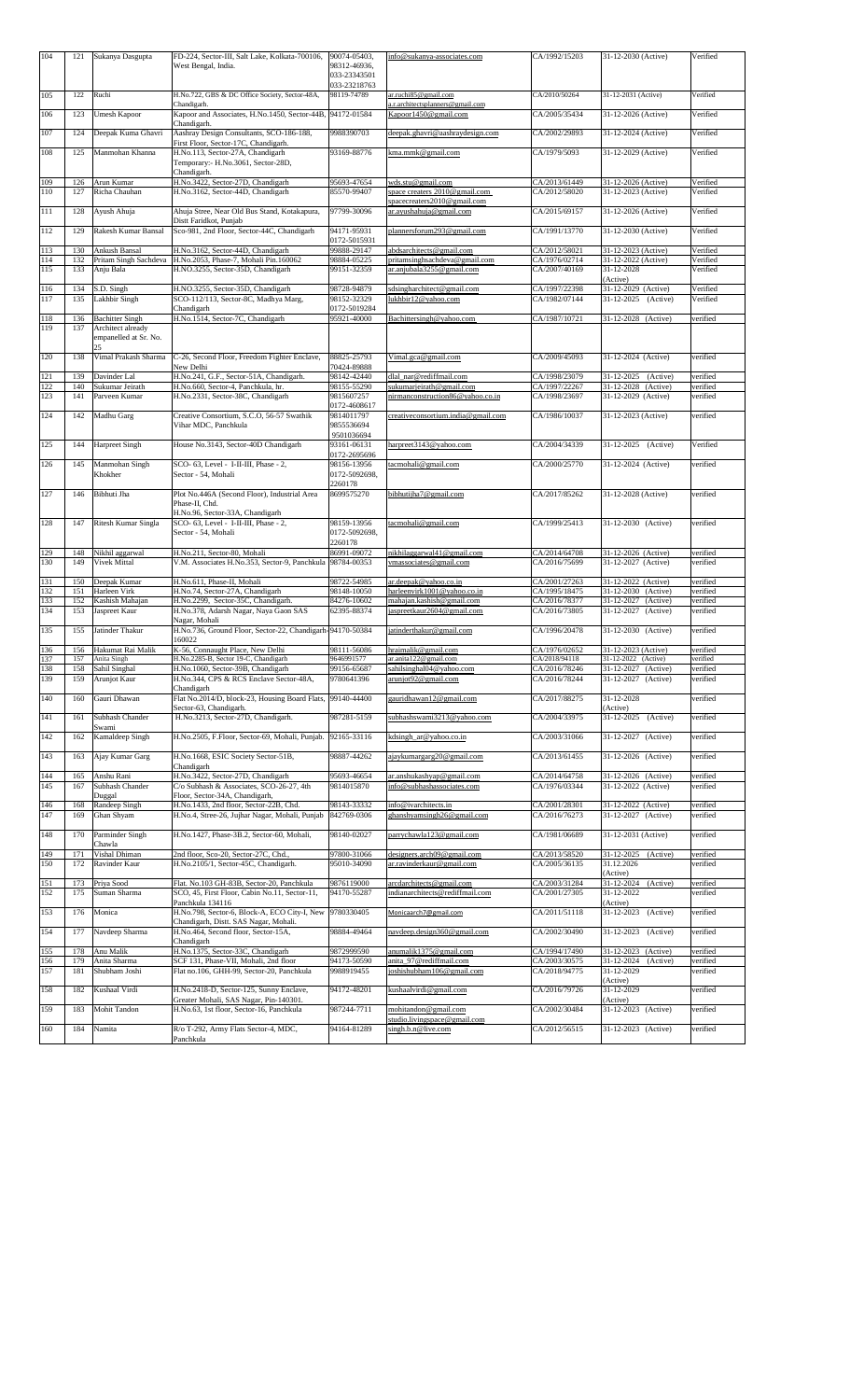| 104 | 121 | Sukanya Dasgupta | FD-224, Sector-III, Salt Lake, Kolkata-700106, West Bengal, India. | 90074-05403, 98312-46936, 033-23343501 033-23218763 | info@sukanya-associates.com | CA/1992/15203 | 31-12-2030 (Active) | Verified |
|---|---|---|---|---|---|---|---|---|
| 105 | 122 | Ruchi | H.No.722, GBS & DC Office Society, Sector-48A, Chandigarh. | 98119-74789 | ar.ruchi85@gmail.com a.r.architectsplanners@gmail.com | CA/2010/50264 | 31-12-2031 (Active) | Verified |
| 106 | 123 | Umesh Kapoor | Kapoor and Associates, H.No.1450, Sector-44B, Chandigarh. | 94172-01584 | Kapoor1450@gmail.com | CA/2005/35434 | 31-12-2026 (Active) | Verified |
| 107 | 124 | Deepak Kuma Ghavri | Aashray Design Consultants, SCO-186-188, First Floor, Sector-17C, Chandigarh. | 9988390703 | deepak.ghavri@aashraydesign.com | CA/2002/29893 | 31-12-2024 (Active) | Verified |
| 108 | 125 | Manmohan Khanna | H.No.113, Sector-27A, Chandigarh Temporary:- H.No.3061, Sector-28D, Chandigarh. | 93169-88776 | kma.mmk@gmail.com | CA/1979/5093 | 31-12-2029 (Active) | Verified |
| 109 | 126 | Arun Kumar | H.No.3422, Sector-27D, Chandigarh | 95693-47654 | wds.stu@gmail.com | CA/2013/61449 | 31-12-2026 (Active) | Verified |
| 110 | 127 | Richa Chauhan | H.No.3162, Sector-44D, Chandigarh | 85570-99407 | space creaters 2010@gmail.com spacecreaters2010@gmail.com | CA/2012/58020 | 31-12-2023 (Active) | Verified |
| 111 | 128 | Ayush Ahuja | Ahuja Stree, Near Old Bus Stand, Kotakapura, Distt Faridkot, Punjab | 97799-30096 | ar.ayushahuja@gmail.com | CA/2015/69157 | 31-12-2026 (Active) | Verified |
| 112 | 129 | Rakesh Kumar Bansal | Sco-981, 2nd Floor, Sector-44C, Chandigarh | 94171-95931 0172-5015931 | plannersforum293@gmail.com | CA/1991/13770 | 31-12-2030 (Active) | Verified |
| 113 | 130 | Ankush Bansal | H.No.3162, Sector-44D, Chandigarh | 99888-29147 | abdsarchitects@gmail.com | CA/2012/58021 | 31-12-2023 (Active) | Verified |
| 114 | 132 | Pritam Singh Sachdeva | H.No.2053, Phase-7, Mohali Pin.160062 | 98884-05225 | pritamsinghsachdeva@gmail.com | CA/1976/02714 | 31-12-2022 (Active) | Verified |
| 115 | 133 | Anju Bala | H.NO.3255, Sector-35D, Chandigarh | 99151-32359 | ar.anjubala3255@gmail.com | CA/2007/40169 | 31-12-2028 (Active) | Verified |
| 116 | 134 | S.D. Singh | H.NO.3255, Sector-35D, Chandigarh | 98728-94879 | sdsingharchitect@gmail.com | CA/1997/22398 | 31-12-2029 (Active) | Verified |
| 117 | 135 | Lakhbir Singh | SCO-112/113, Sector-8C, Madhya Marg, Chandigarh | 98152-32329 0172-5019284 | lakhbir12@yahoo.com | CA/1982/07144 | 31-12-2025 (Active) | Verified |
| 118 | 136 | Bachitter Singh | H.No.1514, Sector-7C, Chandigarh | 95921-40000 | Bachittersingh@yahoo.com | CA/1987/10721 | 31-12-2028 (Active) | verified |
| 119 | 137 | Architect already empanelled at Sr. No. 25 | | | | | | |
| 120 | 138 | Vimal Prakash Sharma | C-26, Second Floor, Freedom Fighter Enclave, New Delhi | 88825-25793 70424-89888 | Vimal.gca@gmail.com | CA/2009/45093 | 31-12-2024 (Active) | verified |
| 121 | 139 | Davinder Lal | H.No.241, G.F., Sector-51A, Chandigarh. | 98142-42440 | dlal_nar@rediffmail.com | CA/1998/23079 | 31-12-2025 (Active) | verified |
| 122 | 140 | Sukumar Jeirath | H.No.660, Sector-4, Panchkula, hr. | 98155-55290 | sukumarjeirath@gmail.com | CA/1997/22267 | 31-12-2028 (Active) | verified |
| 123 | 141 | Parveen Kumar | H.No.2331, Sector-38C, Chandigarh | 9815607257 0172-4608617 | nirmanconstruction86@yahoo.co.in | CA/1998/23697 | 31-12-2029 (Active) | verified |
| 124 | 142 | Madhu Garg | Creative Consortium, S.C.O, 56-57 Swathik Vihar MDC, Panchkula | 9814011797 9855536694 9501036694 | creativeconsortium.india@gmail.com | CA/1986/10037 | 31-12-2023 (Active) | verified |
| 125 | 144 | Harpreet Singh | House No.3143, Sector-40D Chandigarh | 93161-06131 0172-2695696 | harpreet3143@yahoo.com | CA/2004/34339 | 31-12-2025 (Active) | Verified |
| 126 | 145 | Manmohan Singh Khokher | SCO- 63, Level - I-II-III, Phase - 2, Sector - 54, Mohali | 98156-13956 0172-5092698, 2260178 | tacmohali@gmail.com | CA/2000/25770 | 31-12-2024 (Active) | verified |
| 127 | 146 | Bibhuti Jha | Plot No.446A (Second Floor), Industrial Area Phase-II, Chd. H.No.96, Sector-33A, Chandigarh | 8699575270 | bibhutijha7@gmail.com | CA/2017/85262 | 31-12-2028 (Active) | verified |
| 128 | 147 | Ritesh Kumar Singla | SCO- 63, Level - I-II-III, Phase - 2, Sector - 54, Mohali | 98159-13956 0172-5092698, 2260178 | tacmohali@gmail.com | CA/1999/25413 | 31-12-2030 (Active) | verified |
| 129 | 148 | Nikhil aggarwal | H.No.211, Sector-80, Mohali | 86991-09072 | nikhilaggarwal41@gmail.com | CA/2014/64708 | 31-12-2026 (Active) | verified |
| 130 | 149 | Vivek Mittal | V.M. Associates H.No.353, Sector-9, Panchkula | 98784-00353 | vmassociates@gmail.com | CA/2016/75699 | 31-12-2027 (Active) | verified |
| 131 | 150 | Deepak Kumar | H.No.611, Phase-II, Mohali | 98722-54985 | ar.deepak@yahoo.co.in | CA/2001/27263 | 31-12-2022 (Active) | verified |
| 132 | 151 | Harleen Virk | H.No.74, Sector-27A, Chandigarh | 98148-10050 | harleenvirk1001@yahoo.co.in | CA/1995/18475 | 31-12-2030 (Active) | verified |
| 133 | 152 | Kashish Mahajan | H.No.2299, Sector-35C, Chandigarh. | 84276-10602 | mahajan.kashish@gmail.com | CA/2016/78377 | 31-12-2027 (Active) | verified |
| 134 | 153 | Jaspreet Kaur | H.No.378, Adarsh Nagar, Naya Gaon SAS Nagar, Mohali | 62395-88374 | jaspreetkaur2604@gmail.com | CA/2016/73805 | 31-12-2027 (Active) | verified |
| 135 | 155 | Jatinder Thakur | H.No.736, Ground Floor, Sector-22, Chandigarh-160022 | 94170-50384 | jatinderthakur@gmail.com | CA/1996/20478 | 31-12-2030 (Active) | verified |
| 136 | 156 | Hakumat Rai Malik | K-56, Connaught Place, New Delhi | 98111-56086 | hraimalik@gmail.com | CA/1976/02652 | 31-12-2023 (Active) | verified |
| 137 | 157 | Anita Singh | H.No.2285-B, Sector 19-C, Chandigarh | 9646991577 | ar.anita122@gmail.com | CA/2018/94118 | 31-12-2022 (Active) | verified |
| 138 | 158 | Sahil Singhal | H.No.1060, Sector-39B, Chandigarh | 99156-65687 | sahilsinghal04@yahoo.com | CA/2016/78246 | 31-12-2027 (Active) | verified |
| 139 | 159 | Arunjot Kaur | H.No.344, CPS & RCS Enclave Sector-48A, Chandigarh | 9780641396 | arunjot92@gmail.com | CA/2016/78244 | 31-12-2027 (Active) | verified |
| 140 | 160 | Gauri Dhawan | Flat No.2014/D, block-23, Housing Board Flats, Sector-63, Chandigarh. | 99140-44400 | gauridhawan12@gmail.com | CA/2017/88275 | 31-12-2028 (Active) | verified |
| 141 | 161 | Subhash Chander Swami | H.No.3213, Sector-27D, Chandigarh. | 987281-5159 | subhashswami3213@yahoo.com | CA/2004/33975 | 31-12-2025 (Active) | verified |
| 142 | 162 | Kamaldeep Singh | H.No.2505, F.Floor, Sector-69, Mohali, Punjab. | 92165-33116 | kdsingh_ar@yahoo.co.in | CA/2003/31066 | 31-12-2027 (Active) | verified |
| 143 | 163 | Ajay Kumar Garg | H.No.1668, ESIC Society Sector-51B, Chandigarh | 98887-44262 | ajaykumargarg20@gmail.com | CA/2013/61455 | 31-12-2026 (Active) | verified |
| 144 | 165 | Anshu Rani | H.No.3422, Sector-27D, Chandigarh | 95693-46654 | ar.anshukashyap@gmail.com | CA/2014/64758 | 31-12-2026 (Active) | verified |
| 145 | 167 | Subhash Chander Duggal | C/o Subhash & Associates, SCO-26-27, 4th Floor, Sector-34A, Chandigarh, | 9814015870 | info@subhashassociates.com | CA/1976/03344 | 31-12-2022 (Active) | verified |
| 146 | 168 | Randeep Singh | H.No.1433, 2nd floor, Sector-22B, Chd. | 98143-33332 | info@ivarchitects.in | CA/2001/28301 | 31-12-2022 (Active) | verified |
| 147 | 169 | Ghan Shyam | H.No.4, Stree-26, Jujhar Nagar, Mohali, Punjab | 842769-0306 | ghanshyamsingh26@gmail.com | CA/2016/76273 | 31-12-2027 (Active) | verified |
| 148 | 170 | Parminder Singh Chawla | H.No.1427, Phase-3B.2, Sector-60, Mohali, | 98140-02027 | parrychawla123@gmail.com | CA/1981/06689 | 31-12-2031 (Active) | verified |
| 149 | 171 | Vishal Dhiman | 2nd floor, Sco-20, Sector-27C, Chd., | 97800-31066 | designers.arch09@gmail.com | CA/2013/58520 | 31-12-2025 (Active) | verified |
| 150 | 172 | Ravinder Kaur | H.No.2105/1, Sector-45C, Chandigarh. | 95010-34090 | ar.ravinderkaur@gmail.com | CA/2005/36135 | 31.12.2026 (Active) | verified |
| 151 | 173 | Priya Sood | Flat. No.103 GH-83B, Sector-20, Panchkula | 9876119000 | arcdarchitects@gmail.com | CA/2003/31284 | 31-12-2024 (Active) | verified |
| 152 | 175 | Suman Sharma | SCO, 45, First Floor, Cabin No.11, Sector-11, Panchkula 134116 | 94170-55287 | indianarchitects@rediffmail.com | CA/2001/27305 | 31-12-2022 (Active) | verified |
| 153 | 176 | Monica | H.No.798, Sector-6, Block-A, ECO City-I, New Chandigarh, Distt. SAS Nagar, Mohali. | 9780330405 | Monicaarch7@gmail.com | CA/2011/51118 | 31-12-2023 (Active) | verified |
| 154 | 177 | Navdeep Sharma | H.No.464, Second floor, Sector-15A, Chandigarh | 98884-49464 | navdeep.design360@gmail.com | CA/2002/30490 | 31-12-2023 (Active) | verified |
| 155 | 178 | Anu Malik | H.No.1375, Sector-33C, Chandigarh | 9872999590 | anumalik1375@gmail.com | CA/1994/17490 | 31-12-2023 (Active) | verified |
| 156 | 179 | Anita Sharma | SCF 131, Phase-VII, Mohali, 2nd floor | 94173-50590 | anita_97@rediffmail.com | CA/2003/30575 | 31-12-2024 (Active) | verified |
| 157 | 181 | Shubham Joshi | Flat no.106, GHH-99, Sector-20, Panchkula | 9988919455 | joshishubham106@gmail.com | CA/2018/94775 | 31-12-2029 (Active) | verified |
| 158 | 182 | Kushaal Virdi | H.No.2418-D, Sector-125, Sunny Enclave, Greater Mohali, SAS Nagar, Pin-140301. | 94172-48201 | kushaalvirdi@gmail.com | CA/2016/79726 | 31-12-2029 (Active) | verified |
| 159 | 183 | Mohit Tandon | H.No.63, 1st floor, Sector-16, Panchkula | 987244-7711 | mohitandon@gmail.com studio.livingspace@gmail.com | CA/2002/30484 | 31-12-2023 (Active) | verified |
| 160 | 184 | Namita | R/o T-292, Army Flats Sector-4, MDC, Panchkula | 94164-81289 | singh.b.n@live.com | CA/2012/56515 | 31-12-2023 (Active) | verified |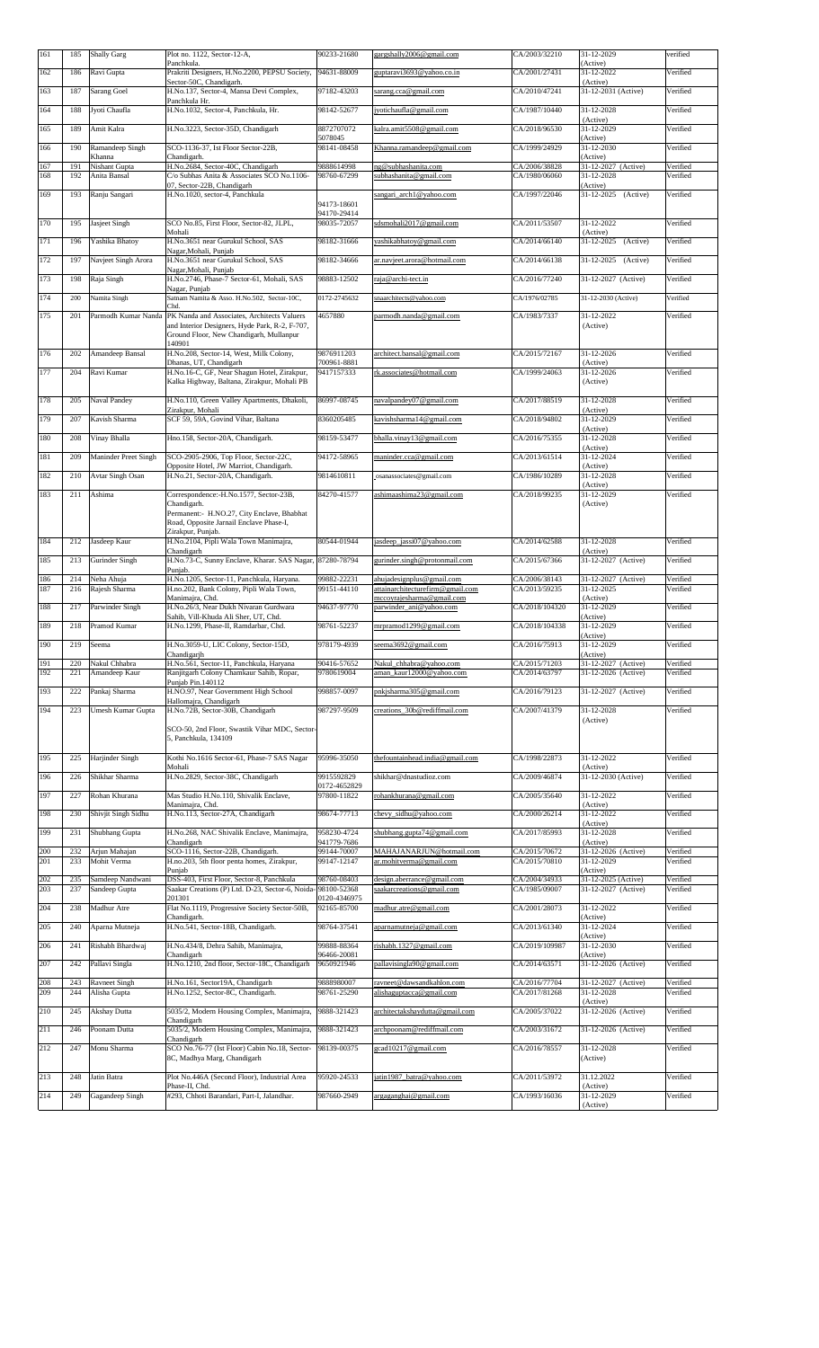| 161 | 185 | Shally Garg | Plot no. 1122, Sector-12-A, Panchkula. | 90233-21680 | gargshally2006@gmail.com | CA/2003/32210 | 31-12-2029 (Active) | verified |
|---|---|---|---|---|---|---|---|---|
| 162 | 186 | Ravi Gupta | Prakriti Designers, H.No.2200, PEPSU Society, Sector-50C, Chandigarh. | 94631-88009 | guptaravi3693@yahoo.co.in | CA/2001/27431 | 31-12-2022 (Active) | Verified |
| 163 | 187 | Sarang Goel | H.No.137, Sector-4, Mansa Devi Complex, Panchkula Hr. | 97182-43203 | sarang.cca@gmail.com | CA/2010/47241 | 31-12-2031 (Active) | Verified |
| 164 | 188 | Jyoti Chaufla | H.No.1032, Sector-4, Panchkula, Hr. | 98142-52677 | jyotichaufla@gmail.com | CA/1987/10440 | 31-12-2028 (Active) | Verified |
| 165 | 189 | Amit Kalra | H.No.3223, Sector-35D, Chandigarh | 8872707072 5078045 | kalra.amit5508@gmail.com | CA/2018/96530 | 31-12-2029 (Active) | Verified |
| 166 | 190 | Ramandeep Singh Khanna | SCO-1136-37, Ist Floor Sector-22B, Chandigarh. | 98141-08458 | Khanna.ramandeep@gmail.com | CA/1999/24929 | 31-12-2030 (Active) | Verified |
| 167 | 191 | Nishant Gupta | H.No.2684, Sector-40C, Chandigarh | 9888614998 | ng@subhashanita.com | CA/2006/38828 | 31-12-2027 (Active) | Verified |
| 168 | 192 | Anita Bansal | C/o Subhas Anita & Associates SCO No.1106-07, Sector-22B, Chandigarh | 98760-67299 | subhashanita@gmail.com | CA/1980/06060 | 31-12-2028 (Active) | Verified |
| 169 | 193 | Ranju Sangari | H.No.1020, sector-4, Panchkula | 94173-18601 94170-29414 | sangari_arch1@yahoo.com | CA/1997/22046 | 31-12-2025 (Active) | Verified |
| 170 | 195 | Jasjeet Singh | SCO No.85, First Floor, Sector-82, JLPL, Mohali | 98035-72057 | sdsmohali2017@gmail.com | CA/2011/53507 | 31-12-2022 (Active) | Verified |
| 171 | 196 | Yashika Bhatoy | H.No.3651 near Gurukul School, SAS Nagar,Mohali, Punjab | 98182-31666 | yashikabhatoy@gmail.com | CA/2014/66140 | 31-12-2025 (Active) | Verified |
| 172 | 197 | Navjeet Singh Arora | H.No.3651 near Gurukul School, SAS Nagar,Mohali, Punjab | 98182-34666 | ar.navjeet.arora@hotmail.com | CA/2014/66138 | 31-12-2025 (Active) | Verified |
| 173 | 198 | Raja Singh | H.No.2746, Phase-7 Sector-61, Mohali, SAS Nagar, Punjab | 98883-12502 | raja@archi-tect.in | CA/2016/77240 | 31-12-2027 (Active) | Verified |
| 174 | 200 | Namita Singh | Sanam Namita & Asso. H.No.502, Sector-10C, Chd. | 0172-2745632 | snaarchitects@yahoo.com | CA/1976/02785 | 31-12-2030 (Active) | Verified |
| 175 | 201 | Parmodh Kumar Nanda | PK Nanda and Associates, Architects Valuers and Interior Designers, Hyde Park, R-2, F-707, Ground Floor, New Chandigarh, Mullanpur 140901 | 4657880 | parmodh.nanda@gmail.com | CA/1983/7337 | 31-12-2022 (Active) | Verified |
| 176 | 202 | Amandeep Bansal | H.No.208, Sector-14, West, Milk Colony, Dhanas, UT, Chandigarh | 9876911203 700961-8881 | architect.bansal@gmail.com | CA/2015/72167 | 31-12-2026 (Active) | Verified |
| 177 | 204 | Ravi Kumar | H.No.16-C, GF, Near Shagun Hotel, Zirakpur, Kalka Highway, Baltana, Zirakpur, Mohali PB | 9417157333 | rk.associates@hotmail.com | CA/1999/24063 | 31-12-2026 (Active) | Verified |
| 178 | 205 | Naval Pandey | H.No.110, Green Valley Apartments, Dhakoli, Zirakpur, Mohali | 86997-08745 | navalpandey07@gmail.com | CA/2017/88519 | 31-12-2028 (Active) | Verified |
| 179 | 207 | Kavish Sharma | SCF 59, 59A, Govind Vihar, Baltana | 8360205485 | kavishsharma14@gmail.com | CA/2018/94802 | 31-12-2029 (Active) | Verified |
| 180 | 208 | Vinay Bhalla | Hno.158, Sector-20A, Chandigarh. | 98159-53477 | bhalla.vinay13@gmail.com | CA/2016/75355 | 31-12-2028 (Active) | Verified |
| 181 | 209 | Maninder Preet Singh | SCO-2905-2906, Top Floor, Sector-22C, Opposite Hotel, JW Marriot, Chandigarh. | 94172-58965 | maninder.cca@gmail.com | CA/2013/61514 | 31-12-2024 (Active) | Verified |
| 182 | 210 | Avtar Singh Osan | H.No.21, Sector-20A, Chandigarh. | 9814610811 | osanassociates@gmail.com | CA/1986/10289 | 31-12-2028 (Active) | Verified |
| 183 | 211 | Ashima | Correspondence:-H.No.1577, Sector-23B, Chandigarh. Permanent:- H.NO.27, City Enclave, Bhabhat Road, Opposite Jarnail Enclave Phase-I, Zirakpur, Punjab. | 84270-41577 | ashimaashima23@gmail.com | CA/2018/99235 | 31-12-2029 (Active) | Verified |
| 184 | 212 | Jasdeep Kaur | H.No.2104, Pipli Wala Town Manimajra, Chandigarh | 80544-01944 | jasdeep_jassi07@yahoo.com | CA/2014/62588 | 31-12-2028 (Active) | Verified |
| 185 | 213 | Gurinder Singh | H.No.73-C, Sunny Enclave, Kharar. SAS Nagar, Punjab. | 87280-78794 | gurinder.singh@protonmail.com | CA/2015/67366 | 31-12-2027 (Active) | Verified |
| 186 | 214 | Neha Ahuja | H.No.1205, Sector-11, Panchkula, Haryana. | 99882-22231 | ahujadesignplus@gmail.com | CA/2006/38143 | 31-12-2027 (Active) | Verified |
| 187 | 216 | Rajesh Sharma | H.no.202, Bank Colony, Pipli Wala Town, Manimajra, Chd. | 99151-44110 | attainarchitecturefirm@gmail.com mccoyrajesharma@gmail.com | CA/2013/59235 | 31-12-2025 (Active) | Verified |
| 188 | 217 | Parwinder Singh | H.No.26/3, Near Dukh Nivaran Gurdwara Sahib, Vill-Khuda Ali Sher, UT, Chd. | 94637-97770 | parwinder_ani@yahoo.com | CA/2018/104320 | 31-12-2029 (Active) | Verified |
| 189 | 218 | Pramod Kumar | H.No.1299, Phase-II, Ramdarbar, Chd. | 98761-52237 | mrpramod1299@gmail.com | CA/2018/104338 | 31-12-2029 (Active) | Verified |
| 190 | 219 | Seema | H.No.3059-U, LIC Colony, Sector-15D, Chandigarh | 978179-4939 | seema3692@gmail.com | CA/2016/75913 | 31-12-2029 (Active) | Verified |
| 191 | 220 | Nakul Chhabra | H.No.561, Sector-11, Panchkula, Haryana | 90416-57652 | Nakul_chhabra@yahoo.com | CA/2015/71203 | 31-12-2027 (Active) | Verified |
| 192 | 221 | Amandeep Kaur | Ranjitgarh Colony Chamkaur Sahib, Ropar, Punjab Pin.140112 | 9780619004 | aman_kaur12000@yahoo.com | CA/2014/63797 | 31-12-2026 (Active) | Verified |
| 193 | 222 | Pankaj Sharma | H.NO.97, Near Government High School Hallomajra, Chandigarh | 998857-0097 | pnkjsharma305@gmail.com | CA/2016/79123 | 31-12-2027 (Active) | Verified |
| 194 | 223 | Umesh Kumar Gupta | H.No.72B, Sector-30B, Chandigarh SCO-50, 2nd Floor, Swastik Vihar MDC, Sector-5, Panchkula, 134109 | 987297-9509 | creations_30b@rediffmail.com | CA/2007/41379 | 31-12-2028 (Active) | Verified |
| 195 | 225 | Harjinder Singh | Kothi No.1616 Sector-61, Phase-7 SAS Nagar Mohali | 95996-35050 | thefountainhead.india@gmail.com | CA/1998/22873 | 31-12-2022 (Active) | Verified |
| 196 | 226 | Shikhar Sharma | H.No.2829, Sector-38C, Chandigarh | 9915592829 0172-4652829 | shikhar@dnastudioz.com | CA/2009/46874 | 31-12-2030 (Active) | Verified |
| 197 | 227 | Rohan Khurana | Mas Studio H.No.110, Shivalik Enclave, Manimajra, Chd. | 97800-11822 | rohankhurana@gmail.com | CA/2005/35640 | 31-12-2022 (Active) | Verified |
| 198 | 230 | Shivjit Singh Sidhu | H.No.113, Sector-27A, Chandigarh | 98674-77713 | chevy_sidhu@yahoo.com | CA/2000/26214 | 31-12-2022 (Active) | Verified |
| 199 | 231 | Shubhang Gupta | H.No.268, NAC Shivalik Enclave, Manimajra, Chandigarh | 958230-4724 941779-7686 | shubhang.gupta74@gmail.com | CA/2017/85993 | 31-12-2028 (Active) | Verified |
| 200 | 232 | Arjun Mahajan | SCO-1116, Sector-22B, Chandigarh. | 99144-70007 | MAHAJANARJUN@hotmail.com | CA/2015/70672 | 31-12-2026 (Active) | Verified |
| 201 | 233 | Mohit Verma | H.no.203, 5th floor penta homes, Zirakpur, Punjab | 99147-12147 | ar.mohitverma@gmail.com | CA/2015/70810 | 31-12-2029 (Active) | Verified |
| 202 | 235 | Samdeep Nandwani | DSS-403, First Floor, Sector-8, Panchkula | 98760-08403 | design.aberrance@gmail.com | CA/2004/34933 | 31-12-2025 (Active) | Verified |
| 203 | 237 | Sandeep Gupta | Saakar Creations (P) Ltd. D-23, Sector-6, Noida-201301 | 98100-52368 0120-4346975 | saakarcreations@gmail.com | CA/1985/09007 | 31-12-2027 (Active) | Verified |
| 204 | 238 | Madhur Atre | Flat No.1119, Progressive Society Sector-50B, Chandigarh. | 92165-85700 | madhur.atre@gmail.com | CA/2001/28073 | 31-12-2022 (Active) | Verified |
| 205 | 240 | Aparna Mutneja | H.No.541, Sector-18B, Chandigarh. | 98764-37541 | aparnamutneja@gmail.com | CA/2013/61340 | 31-12-2024 (Active) | Verified |
| 206 | 241 | Rishabh Bhardwaj | H.No.434/8, Dehra Sahib, Manimajra, Chandigarh | 99888-88364 96466-20081 | rishabh.1327@gmail.com | CA/2019/109987 | 31-12-2030 (Active) | Verified |
| 207 | 242 | Pallavi Singla | H.No.1210, 2nd floor, Sector-18C, Chandigarh | 9650921946 | pallavisingla90@gmail.com | CA/2014/63571 | 31-12-2026 (Active) | Verified |
| 208 | 243 | Ravneet Singh | H.No.161, Sector19A, Chandigarh | 9888980007 | ravneet@dawsandkahlon.com | CA/2016/77704 | 31-12-2027 (Active) | Verified |
| 209 | 244 | Alisha Gupta | H.No.1252, Sector-8C, Chandigarh. | 98761-25290 | alishaguptacca@gmail.com | CA/2017/81268 | 31-12-2028 (Active) | Verified |
| 210 | 245 | Akshay Dutta | 5035/2, Modern Housing Complex, Manimajra, Chandigarh | 9888-321423 | architectakshaydutta@gmail.com | CA/2005/37022 | 31-12-2026 (Active) | Verified |
| 211 | 246 | Poonam Dutta | 5035/2, Modern Housing Complex, Manimajra, Chandigarh | 9888-321423 | archpoonam@rediffmail.com | CA/2003/31672 | 31-12-2026 (Active) | Verified |
| 212 | 247 | Monu Sharma | SCO No.76-77 (Ist Floor) Cabin No.18, Sector-8C, Madhya Marg, Chandigarh | 98139-00375 | gcad10217@gmail.com | CA/2016/78557 | 31-12-2028 (Active) | Verified |
| 213 | 248 | Jatin Batra | Plot No.446A (Second Floor), Industrial Area Phase-II, Chd. | 95920-24533 | jatin1987_batra@yahoo.com | CA/2011/53972 | 31.12.2022 (Active) | Verified |
| 214 | 249 | Gagandeep Singh | #293, Chhoti Barandari, Part-I, Jalandhar. | 987660-2949 | argaganghai@gmail.com | CA/1993/16036 | 31-12-2029 (Active) | Verified |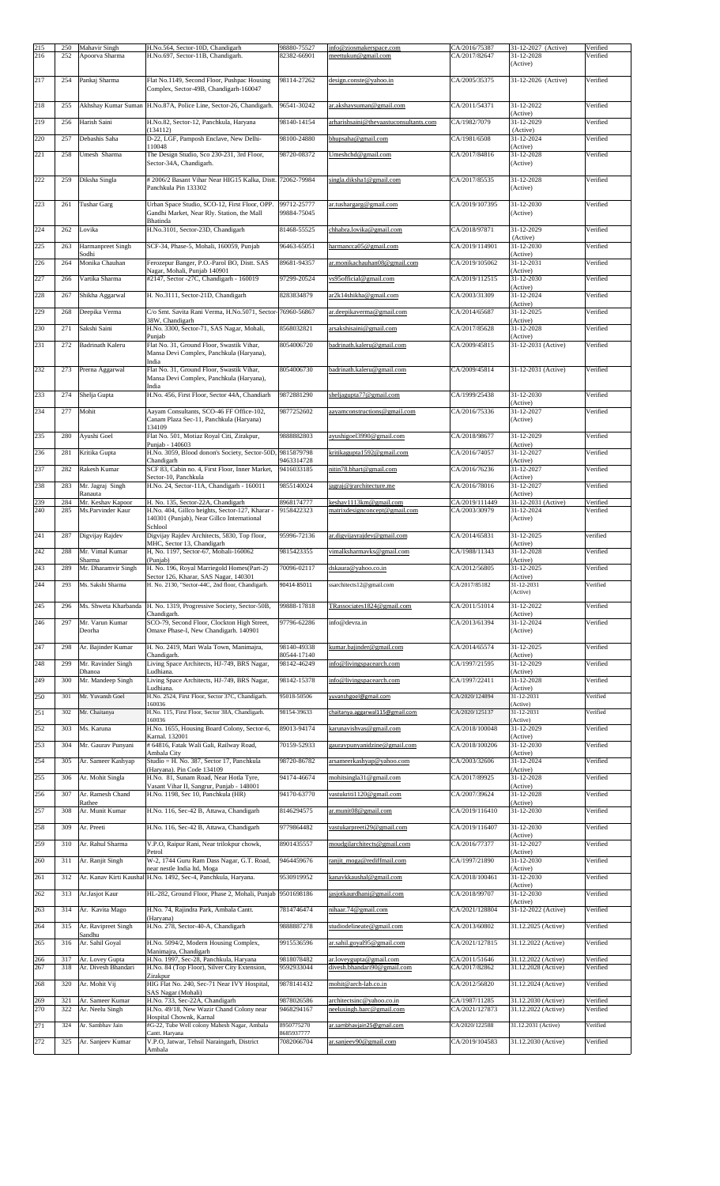| 215 | 250 | Mahavir Singh | H.No.564, Sector-10D, Chandigarh | 98880-75527 | info@ziosmakerspace.com | CA/2016/75387 | 31-12-2027 (Active) | Verified |
|---|---|---|---|---|---|---|---|---|
| 216 | 252 | Apoorva Sharma | H.No.697, Sector-11B, Chandigarh. | 82382-66901 | meettukun@gmail.com | CA/2017/82647 | 31-12-2028 (Active) | Verified |
| 217 | 254 | Pankaj Sharma | Flat No.1149, Second Floor, Pushpac Housing Complex, Sector-49B, Chandigarh-160047 | 98114-27262 | design.conste@yahoo.in | CA/2005/35375 | 31-12-2026 (Active) | Verified |
| 218 | 255 | Akhshay Kumar Suman | H.No.87A, Police Line, Sector-26, Chandigarh. | 96541-30242 | ar.akshaysuman@gmail.com | CA/2011/54371 | 31-12-2022 (Active) | Verified |
| 219 | 256 | Harish Saini | H.No.82, Sector-12, Panchkula, Haryana (134112) | 98140-14154 | arharishsaini@thevaastuconsultants.com | CA/1982/7079 | 31-12-2029 (Active) | Verified |
| 220 | 257 | Debashis Saha | D-22, LGF, Pamposh Enclave, New Delhi-110048 | 98100-24880 | bhupsaha@gmail.com | CA/1981/6508 | 31-12-2024 (Active) | Verified |
| 221 | 258 | Umesh Sharma | The Design Studio, Sco 230-231, 3rd Floor, Sector-34A, Chandigarh. | 98720-08372 | Umeshchd@gmail.com | CA/2017/84816 | 31-12-2028 (Active) | Verified |
| 222 | 259 | Diksha Singla | # 2006/2 Basant Vihar Near HIG15 Kalka, Distt. Panchkula Pin 133302 | 72062-79984 | singla.diksha1@gmail.com | CA/2017/85535 | 31-12-2028 (Active) | Verified |
| 223 | 261 | Tushar Garg | Urban Space Studio, SCO-12, First Floor, OPP. Gandhi Market, Near Rly. Station, the Mall Bhatinda | 99712-25777 99884-75045 | ar.tushargarg@gmail.com | CA/2019/107395 | 31-12-2030 (Active) | Verified |
| 224 | 262 | Lovika | H.No.3101, Sector-23D, Chandigarh | 81468-55525 | chhabra.lovika@gmail.com | CA/2018/97871 | 31-12-2029 (Active) | Verified |
| 225 | 263 | Harmanpreet Singh Sodhi | SCF-34, Phase-5, Mohali, 160059, Punjab | 96463-65051 | harmancca05@gmail.com | CA/2019/114901 | 31-12-2030 (Active) | Verified |
| 226 | 264 | Monika Chauhan | Ferozepur Banger, P.O.-Parol BO, Distt. SAS Nagar, Mohali, Punjab 140901 | 99681-94357 | ar.monikachauhan08@gmail.com | CA/2019/105062 | 31-12-2031 (Active) | Verified |
| 227 | 266 | Vartika Sharma | #2147, Sector -27C, Chandigarh - 160019 | 97299-20524 | vs95official@gmail.com | CA/2019/112515 | 31-12-2030 (Active) | Verified |
| 228 | 267 | Shikha Aggarwal | H. No.3111, Sector-21D, Chandigarh | 8283834879 | ar2k14shikha@gmail.com | CA/2003/31309 | 31-12-2024 (Active) | Verified |
| 229 | 268 | Deepika Verma | C/o Smt. Savita Rani Verma, H.No.5071, Sector-38W, Chandigarh | 76960-56867 | ar.deepikaverma@gmail.com | CA/2014/65687 | 31-12-2025 (Active) | Verified |
| 230 | 271 | Sakshi Saini | H.No. 3300, Sector-71, SAS Nagar, Mohali, Punjab | 8568032821 | arsakshisaini@gmail.com | CA/2017/85628 | 31-12-2028 (Active) | Verified |
| 231 | 272 | Badrinath Kaleru | Flat No. 31, Ground Floor, Swastik Vihar, Mansa Devi Complex, Panchkula (Haryana), India | 8054006720 | badrinath.kaleru@gmail.com | CA/2009/45815 | 31-12-2031 (Active) | Verified |
| 232 | 273 | Prerna Aggarwal | Flat No. 31, Ground Floor, Swastik Vihar, Mansa Devi Complex, Panchkula (Haryana), India | 8054006730 | badrinath.kaleru@gmail.com | CA/2009/45814 | 31-12-2031 (Active) | Verified |
| 233 | 274 | Shelja Gupta | H.No. 456, First Floor, Sector 44A, Chandiarh | 9872881290 | sheljagupta77@gmail.com | CA/1999/25438 | 31-12-2030 (Active) | Verified |
| 234 | 277 | Mohit | Aayam Consultants, SCO-46 FF Office-102, Canam Plaza Sec-11, Panchkula (Haryana) 134109 | 9877252602 | aayamconstructions@gmail.com | CA/2016/75336 | 31-12-2027 (Active) | Verified |
| 235 | 280 | Ayushi Goel | Flat No. 501, Motiaz Royal Citi, Zirakpur, Punjab - 140603 | 9888882803 | ayushigoel3990@gmail.com | CA/2018/98677 | 31-12-2029 (Active) | Verified |
| 236 | 281 | Kritika Gupta | H.No. 3059, Blood donon's Society, Sector-50D, Chandigarh | 9815879798 9463314728 | kritikagupta1592@gmail.com | CA/2016/74057 | 31-12-2027 (Active) | Verified |
| 237 | 282 | Rakesh Kumar | SCF 83, Cabin no. 4, First Floor, Inner Market, Sector-10, Panchkula | 9416033185 | nitin78.bhart@gmail.com | CA/2016/76236 | 31-12-2027 (Active) | Verified |
| 238 | 283 | Mr. Jagraj Singh Ranauta | H.No. 24, Sector-11A, Chandigarh - 160011 | 9855140024 | jagraj@jrarchitecture.me | CA/2016/78016 | 31-12-2027 (Active) | Verified |
| 239 | 284 | Mr. Keshav Kapoor | H. No. 135, Sector-22A, Chandigarh | 8968174777 | keshav1113km@gmail.com | CA/2019/111449 | 31-12-2031 (Active) | Verified |
| 240 | 285 | Ms.Parvinder Kaur | H.No. 404, Gillco heights, Sector-127, Kharar - 140301 (Punjab), Near Gillco International Schlool | 9158422323 | matrixdesignconcept@gmail.com | CA/2003/30979 | 31-12-2024 (Active) | Verified |
| 241 | 287 | Digvijay Rajdev | Digvijay Rajdev Architects, 5830, Top floor, MHC, Sector 13, Chandigarh | 95996-72136 | ar.digvijayrajdev@gmail.com | CA/2014/65831 | 31-12-2025 (Active) | verified |
| 242 | 288 | Mr. Vimal Kumar Sharma | H, No. 1197, Sector-67, Mohali-160062 (Punjab) | 9815423355 | vimalksharmavks@gmail.com | CA/1988/11343 | 31-12-2028 (Active) | Verified |
| 243 | 289 | Mr. Dharamvir Singh | H. No. 196, Royal Marriegold Homes(Part-2) Sector 126, Kharar, SAS Nagar, 140301 | 70096-02117 | dskaura@yahoo.co.in | CA/2012/56805 | 31-12-2025 (Active) | Verified |
| 244 | 293 | Ms. Sakshi Sharma | H. No. 2130, "Sector-44C, 2nd floor, Chandigarh. | 90414-85011 | ssarchitects12@gmail.com | CA/2017/85182 | 31-12-2031 (Active) | Verified |
| 245 | 296 | Ms. Shweta Kharbanda | H. No. 1319, Progressive Society, Sector-50B, Chandigarh. | 99888-17818 | TRassociates1824@gmail.com | CA/2011/51014 | 31-12-2022 (Active) | Verified |
| 246 | 297 | Mr. Varun Kumar Deorha | SCO-79, Second Floor, Clockton High Street, Omaxe Phase-I, New Chandigarh. 140901 | 97796-62286 | info@devra.in | CA/2013/61394 | 31-12-2024 (Active) | Verified |
| 247 | 298 | Ar. Bajinder Kumar | H. No. 2419, Mari Wala Town, Manimajra, Chandigarh. | 98140-49338 80544-17140 | kumar.bajinder@gmail.com | CA/2014/65574 | 31-12-2025 (Active) | Verified |
| 248 | 299 | Mr. Ravinder Singh Dhanoa | Living Space Architects, HJ-749, BRS Nagar, Ludhiana. | 98142-46249 | info@livingspacearch.com | CA/1997/21595 | 31-12-2029 (Active) | Verified |
| 249 | 300 | Mr. Mandeep Singh | Living Space Architects, HJ-749, BRS Nagar, Ludhiana. | 98142-15378 | info@livingspacearch.com | CA/1997/22411 | 31-12-2028 (Active) | Verified |
| 250 | 301 | Mr. Yuvansh Goel | H.No. 2524, First Floor, Sector 37C, Chandigarh. 160036 | 95018-50506 | yuvanshgoel@gmail.com | CA/2020/124894 | 31-12-2031 (Active) | Verified |
| 251 | 302 | Mr. Chaitanya | H.No. 115, First Floor, Sector 38A, Chandigarh. 160036 | 98154-39633 | chaitanya.aggarwal115@gmail.com | CA/2020/125137 | 31-12-2031 (Active) | Verified |
| 252 | 303 | Ms. Karuna | H.No. 1655, Housing Board Colony, Sector-6, Karnal. 132001 | 89013-94174 | karunavishvas@gmail.com | CA/2018/100048 | 31-12-2029 (Active) | Verified |
| 253 | 304 | Mr. Gaurav Punyani | # 64816, Fatak Wali Gali, Railway Road, Ambala City | 70159-52933 | gauravpunyanidzine@gmail.com | CA/2018/100206 | 31-12-2030 (Active) | Verified |
| 254 | 305 | Ar. Sameer Kashyap | Studio = H. No. 387, Sector 17, Panchkula (Haryana). Pin Code 134109 | 98720-86782 | arsameerkashyap@yahoo.com | CA/2003/32606 | 31-12-2024 (Active) | Verified |
| 255 | 306 | Ar. Mohit Singla | H.No. 81, Sunam Road, Near Hotla Tyre, Vasant Vihar II, Sangrur, Punjab - 148001 | 94174-46674 | mohitsingla31@gmail.com | CA/2017/89925 | 31-12-2028 (Active) | Verified |
| 256 | 307 | Ar. Ramesh Chand Rathee | H.No. 1198, Sec 10, Panchkula (HR) | 94170-63770 | vastukriti1120@gmail.com | CA/2007/39624 | 31-12-2028 (Active) | Verified |
| 257 | 308 | Ar. Munit Kumar | H.No. 116, Sec-42 B, Attawa, Chandigarh | 8146294575 | ar.munit08@gmail.com | CA/2019/116410 | 31-12-2030 | Verified |
| 258 | 309 | Ar. Preeti | H.No. 116, Sec-42 B, Attawa, Chandigarh | 9779864482 | vastukarpreeti29@gmail.com | CA/2019/116407 | 31-12-2030 (Active) | Verified |
| 259 | 310 | Ar. Rahul Sharma | V.P.O, Raipur Rani, Near trilokpur chowk, Petrol | 8901435557 | moudgilarchitects@gmail.com | CA/2016/77377 | 31-12-2027 (Active) | Verified |
| 260 | 311 | Ar. Ranjit Singh | W-2, 1744 Guru Ram Dass Nagar, G.T. Road, near nestle India ltd, Moga | 9464459676 | ranjit_moga@rediffmail.com | CA/1997/21890 | 31-12-2030 (Active) | Verified |
| 261 | 312 | Ar. Kanav Kirti Kaushal | H.No. 1492, Sec-4, Panchkula, Haryana. | 9530919952 | kanavkkaushal@gmail.com | CA/2018/100461 | 31-12-2030 (Active) | Verified |
| 262 | 313 | Ar.Jasjot Kaur | HL-282, Ground Floor, Phase 2, Mohali, Punjab | 9501698186 | jasjotkaurdhani@gmail.com | CA/2018/99707 | 31-12-2030 (Active) | Verified |
| 263 | 314 | Ar. Kavita Mago | H.No. 74, Rajindra Park, Ambala Cantt. (Haryana) | 7814746474 | nihaar.74@gmail.com | CA/2021/128804 | 31-12-2022 (Active) | Verified |
| 264 | 315 | Ar. Ravipreet Singh Sandhu | H.No. 278, Sector-40-A, Chandigarh | 9888887278 | studiodelineate@gmail.com | CA/2013/60802 | 31.12.2025 (Active) | Verified |
| 265 | 316 | Ar. Sahil Goyal | H.No. 5094/2, Modern Housing Complex, Manimajra, Chandigarh | 9915536596 | ar.sahil.goyal95@gmail.com | CA/2021/127815 | 31.12.2022 (Active) | Verified |
| 266 | 317 | Ar. Lovey Gupta | H.No. 1997, Sec-28, Panchkula, Haryana | 9818078482 | ar.loveygupta@gmail.com | CA/2011/51646 | 31.12.2022 (Active) | Verified |
| 267 | 318 | Ar. Divesh Bhandari | H.No. 84 (Top Floor), Silver City Extension, Zirakpur | 9592933044 | divesh.bhandari90@gmail.com | CA/2017/82862 | 31.12.2028 (Active) | Verified |
| 268 | 320 | Ar. Mohit Vij | HIG Flat No. 240, Sec-71 Near IVY Hospital, SAS Nagar (Mohali) | 9878141432 | mohit@arch-lab.co.in | CA/2012/56820 | 31.12.2024 (Active) | Verified |
| 269 | 321 | Ar. Sameer Kumar | H.No. 733, Sec-22A, Chandigarh | 9878026586 | architectsinc@yahoo.co.in | CA/1987/11285 | 31.12.2030 (Active) | Verified |
| 270 | 322 | Ar. Neelu Singh | H.No. 49/18, New Wazir Chand Colony near Hospital Chownk, Karnal | 9468294167 | neelusingh.barc@gmail.com | CA/2021/127873 | 31.12.2022 (Active) | Verified |
| 271 | 324 | Ar. Sambhav Jain | #G-22, Tube Well colony Mahesh Nagar, Ambala Cantt. Haryana | 8950775270 8685937777 | ar.sambhavjain25@gmail.com | CA/2020/122588 | 31.12.2031 (Active) | Verified |
| 272 | 325 | Ar. Sanjeev Kumar | V.P.O, Jatwar, Tehsil Naraingarh, District Ambala | 7082066704 | ar.sanjeev90@gmail.com | CA/2019/104583 | 31.12.2030 (Active) | Verified |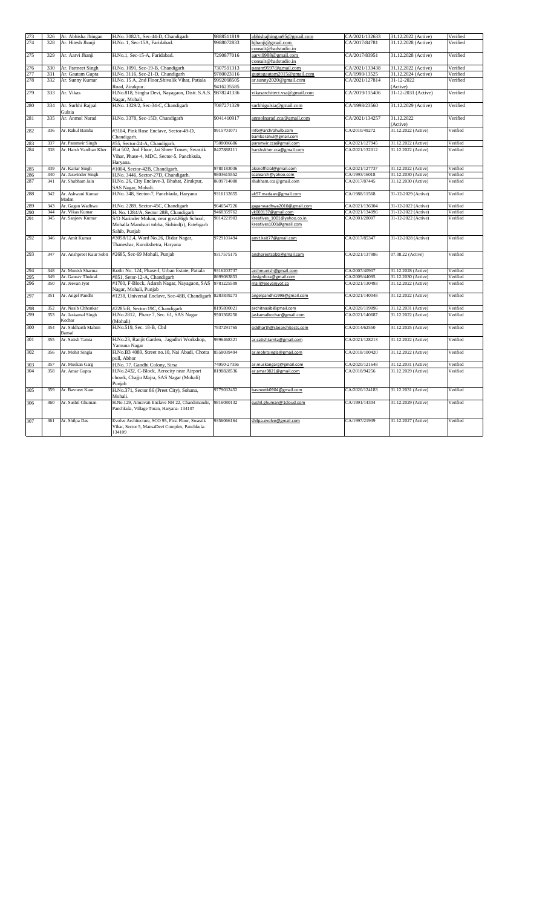| | | | | | | | | |
|---|---|---|---|---|---|---|---|---|
| 273 | 326 | Ar. Abhisha Jhingan | H.No. 3082/1, Sec-44-D, Chandigarh | 9888511819 | abhishajhingan95@gmail.com | CA/2021/132633 | 31.12.2022 (Active) | Verified |
| 274 | 328 | Ar. Hitesh Jhanji | H.No. 1, Sec-15A, Faridabad. | 9988072833 | hjhanji@gmail.com consult@hadstudio.in | CA/2017/84781 | 31.12.2028 (Active) | Verified |
| 275 | 329 | Ar. Aarvi Jhanji | H.No.1, Sec-15-A, Faridabad. | 7290877016 | aarvi9988@gmail.com consult@hadstudio.in | CA/2017/83951 | 31.12.2028 (Active) | Verified |
| 276 | 330 | Ar. Parmeet Singh | H.No. 1091, Sec-19-B, Chandigarh | 7307591313 | param9597@gmail.com | CA/2021/133438 | 31.12.2022 (Active) | Verified |
| 277 | 331 | Ar. Gautam Gupta | H.No. 3116, Sec-21-D, Chandigarh | 9780023116 | guptagautam2015@gmail.com | CA/1990/13525 | 31.12.2024 (Active) | Verified |
| 278 | 332 | Ar. Sunny Kumar | H.No. 15 A, 2nd Floor,Shivalik Vihar, Patiala Road, Zirakpur. | 9992098505 9416235585 | ar.sunny2020@gmail.com | CA/2021/127814 | 31-12-2022 (Active) | Verified |
| 279 | 333 | Ar. Vikas | H.No.818, Singha Devi, Nayagaon, Distt. S.A.S. Nagar, Mohali. | 9878241336 | vikasarchitect.vsa@gmail.com | CA/2019/115406 | 31-12-2031 (Active) | Verified |
| 280 | 334 | Ar. Surbhi Rajpal Gulsia | H.No. 1329/2, Sec-34-C, Chandigarh | 7087271329 | surbhigulsia@gmail.com | CA/1998/23560 | 31.12.2029 (Active) | Verified |
| 281 | 335 | Ar. Anmol Narad | H.No. 3378, Sec-15D, Chandigarh | 9041410917 | anmolnarad.cca@gmail.com | CA/2021/134257 | 31.12.2022 (Active) | Verified |
| 282 | 336 | Ar. Rahul Bamba | #3104, Pink Rose Enclave, Sector-49-D, Chandigarh. | 9915701071 | info@archrahulb.com bambarahul@gmail.com | CA/2010/49272 | 31.12.2022 (Active) | Verified |
| 283 | 337 | Ar. Paramvir Singh | #55, Sector-24-A, Chandigarh. | 7508086686 | paramvir.cca@gmail.com | CA/2021/127945 | 31.12.2022 (Active) | Verified |
| 284 | 338 | Ar. Harsh Vardhan Kher | Flat 502, 2nd Floor, Jai Shree Tower, Swastik Vihar, Phase-4, MDC, Sector-5, Panchkula, Haryana. | 8427888111 | harshvkher.cca@gmail.com | CA/2021/132012 | 31.12.2022 (Active) | Verified |
| 285 | 339 | Ar. Kartar Singh | #1004, Sector-42B, Chandigarh. | 9780183036 | aksnofficial@gmail.com | CA/2021/127737 | 31.12.2022 (Active) | Verified |
| 286 | 340 | Ar. Jaswinder Singh | H.No. 3446, Sector-27D, Chandigarh. | 9803615552 | scalearch@yahoo.com | CA/1993/16018 | 31.12.2030 (Active) | Verified |
| 287 | 341 | Ar. Shubham Jain | H.No. 26, City Enclave-3, Bhabat, Zirakpur, SAS Nagar, Mohali. | 8699714080 | shubham.cca@gmail.com | CA/2017/87445 | 31.12.2030 (Active) | Verified |
| 288 | 342 | Ar. Ashwani Kumar Madan | H.No. 348, Sector-7, Panchkula, Haryana | 9316132655 | ak57.madaan@gmail.com | CA/1988/11568 | 31-12-2029 (Active) | Verified |
| 289 | 343 | Ar. Gagan Wadhwa | H.No. 2289, Sector-45C, Chandigarh | 9646547226 | gaganwadhwa2010@gmail.com | CA/2021/136304 | 31-12-2022 (Active) | Verified |
| 290 | 344 | Ar. Vikas Kumar | H. No. 1284/A, Sector 28B, Chandigarh | 9468359762 | vk003137@gmail.com | CA/2021/134096 | 31-12-2022 (Active) | Verified |
| 291 | 345 | Ar. Sanjeev Kumar | S/O Narinder Mohan, near govt.High School, Mohalla Mandsuri tobba, Sirhind(r), Fatehgarh Sahib, Punjab | 9814221903 | kreatives_1001@yahoo.co.in kreatives1001@gmail.com | CA/2001/28007 | 31-12-2022 (Active) | Verified |
| 292 | 346 | Ar. Amit Kumar | #3058/12,4, Ward No.26, Didar Nagar, Thaneshar, Kurukshetra, Haryana | 9729101494 | amit.kait77@gmail.com | CA/2017/85347 | 31-12-2028 (Active) | Verified |
| 293 | 347 | Ar. Anshpreet Kaur Sobti | #2685, Sec-69 Mohali, Punjab | 9317575175 | anshpreetsobti@gmail.com | CA/2021/137986 | 07.08.22 (Active) | Verified |
| 294 | 348 | Ar. Munish Sharma | Kothi No. 124, Phase-I, Urban Estate, Patiala | 9316203737 | archmunish@gmail.com | CA/2007/40907 | 31.12.2028 (Active) | Verified |
| 295 | 349 | Ar. Gaurav Thukral | #851, Setor-12-A, Chandigarh | 8699083853 | designfora@gmail.com | CA/2009/44095 | 31.12.2030 (Active) | Verified |
| 296 | 350 | Ar. Jeevan Jyot | #1760, F-Block, Adarsh Nagar, Nayagaon, SAS Nagar, Mohali, Punjab | 9781225509 | mail@jeevanjyot.co | CA/2021/130493 | 31.12.2022 (Active) | Verified |
| 297 | 351 | Ar. Angel Pandhi | #1238, Universal Enclave, Sec-48B, Chandigarh | 8283839273 | angelpandhi1998@gmail.com | CA/2021/140048 | 31.12.2022 (Active) | Verified |
| 298 | 352 | Ar. Nasib Chhonkar | #2285-B, Sector-19C, Chandigarh | 8195890021 | architnasib@gmail.com | CA/2020/119896 | 31.12.2031 (Active) | Verified |
| 299 | 353 | Ar. Jaskamal Singh Kochar | H.No.2812, Phase 7, Sec. 61, SAS Nagar (Mohali) | 9501368250 | jaskamalkochar@gmail.com | CA/2021/140687 | 31.12.2022 (Active) | Verified |
| 300 | 354 | Ar. Siddharth Mahim Bansal | H.No.519, Sec. 18-B, Chd | 7837291765 | siddharth@sbearchitects.com | CA/2014/62550 | 31.12.2025 (Active) | Verified |
| 301 | 355 | Ar. Satish Tamta | H.No.23, Ranjit Garden, Jagadhri Workshop, Yamuna Nagar | 9996468321 | ar.satishtamta@gmail.com | CA/2021/128213 | 31.12.2022 (Active) | Verified |
| 302 | 356 | Ar. Mohit Singla | H.No.B3 4089, Street no.10, Nai Abadi, Chotta pull, Abhor | 8558039494 | ar.mohitsingla@gmail.com | CA/2018/100420 | 31.12.2022 (Active) | Verified |
| 303 | 357 | Ar. Muskan Garg | H.No. 77. Gandhi Colony, Sirsa | 74950-27356 | ar.muskangarg@gmail.com | CA/2020/121648 | 31.12.2031 (Active) | Verified |
| 304 | 358 | Ar. Amar Gupta | H.No.2432, C-Block, Aerocity near Airport chowk, Chajju Majra, SAS Nagar (Mohali) Punjab | 8198828536 | ar.amar3821@gmail.com | CA/2018/94256 | 31.12.2029 (Active) | Verified |
| 305 | 359 | Ar. Bavneet Kaur | H.No.371, Sector 86 (Preet City), Sohana, Mohali. | 9779032452 | bavneetk0904@gmail.com | CA/2020/124183 | 31.12.2031 (Active) | Verified |
| 306 | 360 | Ar. Sushil Ghuman | H.No.129, Amravati Enclave NH 22, Chandimandir, Panchkula, Village Toran, Haryana- 134107 | 9816080132 | sushil.ghuman@1cloud.com | CA/1991/14304 | 31.12.2029 (Active) | Verified |
| 307 | 361 | Ar. Shilpa Das | Evolve Architecture, SCO 95, First Floor, Swastik Vihar, Sector 5, MansaDevi Complex, Panchkula-134109 | 9356066164 | shilpa.evolve@gmail.com | CA/1997/21939 | 31.12.2027 (Active) | Verified |